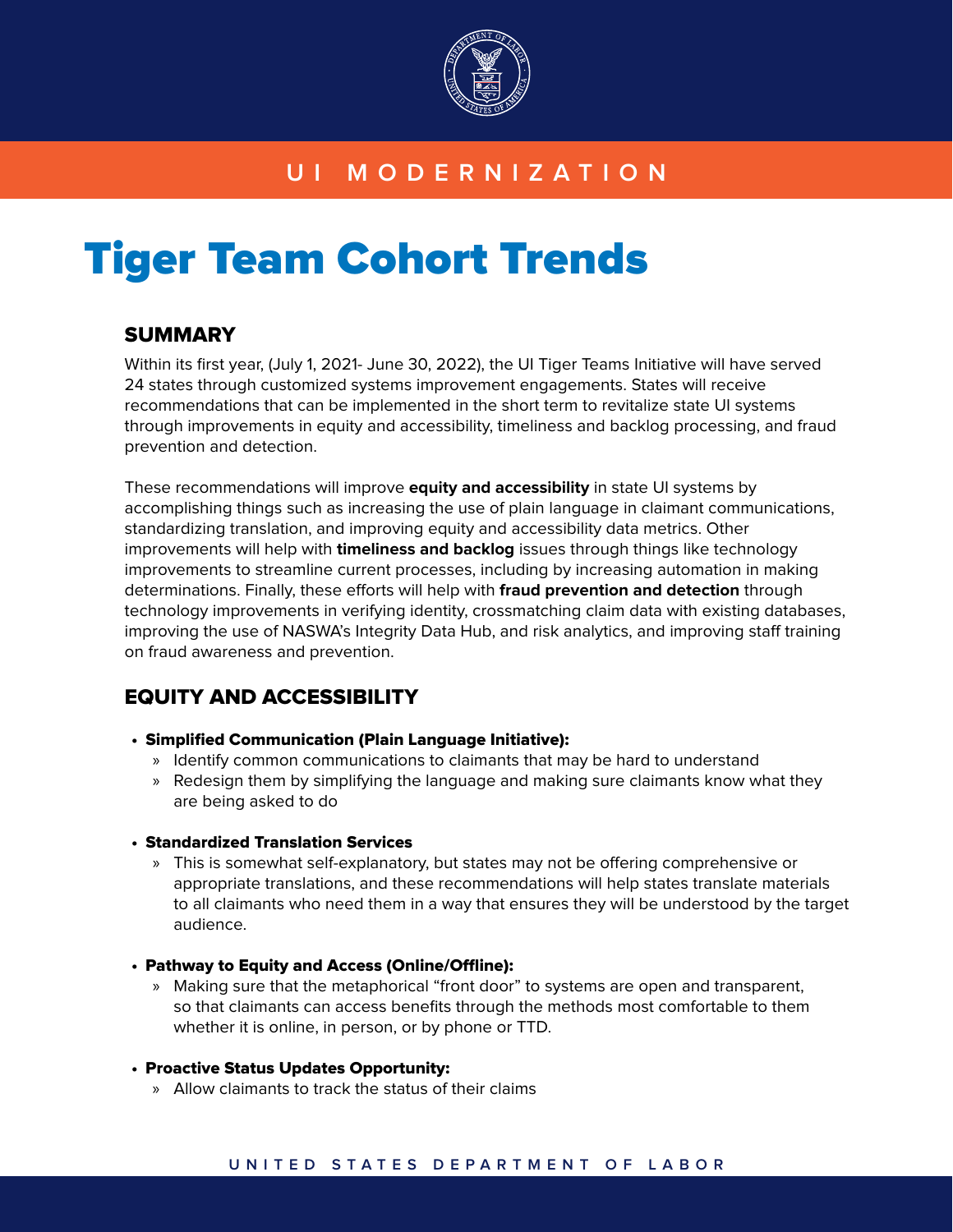UI MODERNIZATION

# Tiger Team Cohort Trends

## SUMMARY

Within its first year, (July 1, 2021- June 30, 2022), the UI Tiger Teams Initiative will have served 24 states through customized systems improvement engagements. States will receive recommendations that can be implemented in the short term to revitalize state UI systems through improvements in equity and accessibility, timeliness and backlog processing, and fraud prevention and detection.

These recommendations will improve **equity and accessibility** in state UI systems by accomplishing things such as increasing the use of plain language in claimant communications, standardizing translation, and improving equity and accessibility data metrics. Other improvements will help with **timeliness and backlog** issues through things like technology improvements to streamline current processes, including by increasing automation in making determinations. Finally, these efforts will help with **fraud prevention and detection** through technology improvements in verifying identity, crossmatching claim data with existing databases, improving the use of NASWA's Integrity Data Hub, and risk analytics, and improving staff training on fraud awareness and prevention.

## EQUITY AND ACCESSIBILITY

- **Simplified Communication (Plain Language Initiative):**
  - Identify common communications to claimants that may be hard to understand
  - Redesign them by simplifying the language and making sure claimants know what they are being asked to do
- **Standardized Translation Services**
  - This is somewhat self-explanatory, but states may not be offering comprehensive or appropriate translations, and these recommendations will help states translate materials to all claimants who need them in a way that ensures they will be understood by the target audience.
- **Pathway to Equity and Access (Online/Offline):**
  - Making sure that the metaphorical "front door" to systems are open and transparent, so that claimants can access benefits through the methods most comfortable to them whether it is online, in person, or by phone or TTD.
- **Proactive Status Updates Opportunity:**
  - Allow claimants to track the status of their claims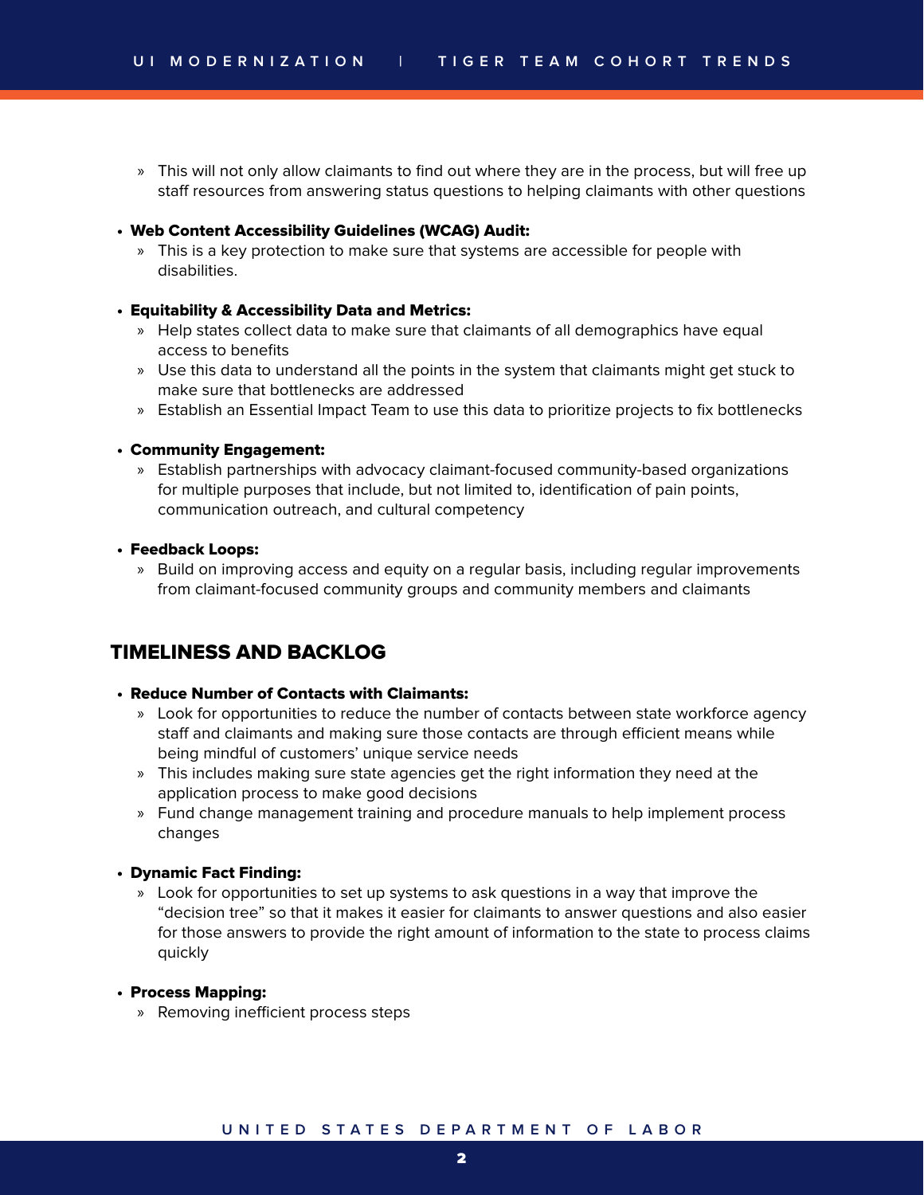- This will not only allow claimants to find out where they are in the process, but will free up staff resources from answering status questions to helping claimants with other questions

- **Web Content Accessibility Guidelines (WCAG) Audit:**
  - This is a key protection to make sure that systems are accessible for people with disabilities.

- **Equitability & Accessibility Data and Metrics:**
  - Help states collect data to make sure that claimants of all demographics have equal access to benefits
  - Use this data to understand all the points in the system that claimants might get stuck to make sure that bottlenecks are addressed
  - Establish an Essential Impact Team to use this data to prioritize projects to fix bottlenecks

- **Community Engagement:**
  - Establish partnerships with advocacy claimant-focused community-based organizations for multiple purposes that include, but not limited to, identification of pain points, communication outreach, and cultural competency

- **Feedback Loops:**
  - Build on improving access and equity on a regular basis, including regular improvements from claimant-focused community groups and community members and claimants

## TIMELINESS AND BACKLOG

- **Reduce Number of Contacts with Claimants:**
  - Look for opportunities to reduce the number of contacts between state workforce agency staff and claimants and making sure those contacts are through efficient means while being mindful of customers' unique service needs
  - This includes making sure state agencies get the right information they need at the application process to make good decisions
  - Fund change management training and procedure manuals to help implement process changes

- **Dynamic Fact Finding:**
  - Look for opportunities to set up systems to ask questions in a way that improve the "decision tree" so that it makes it easier for claimants to answer questions and also easier for those answers to provide the right amount of information to the state to process claims quickly

- **Process Mapping:**
  - Removing inefficient process steps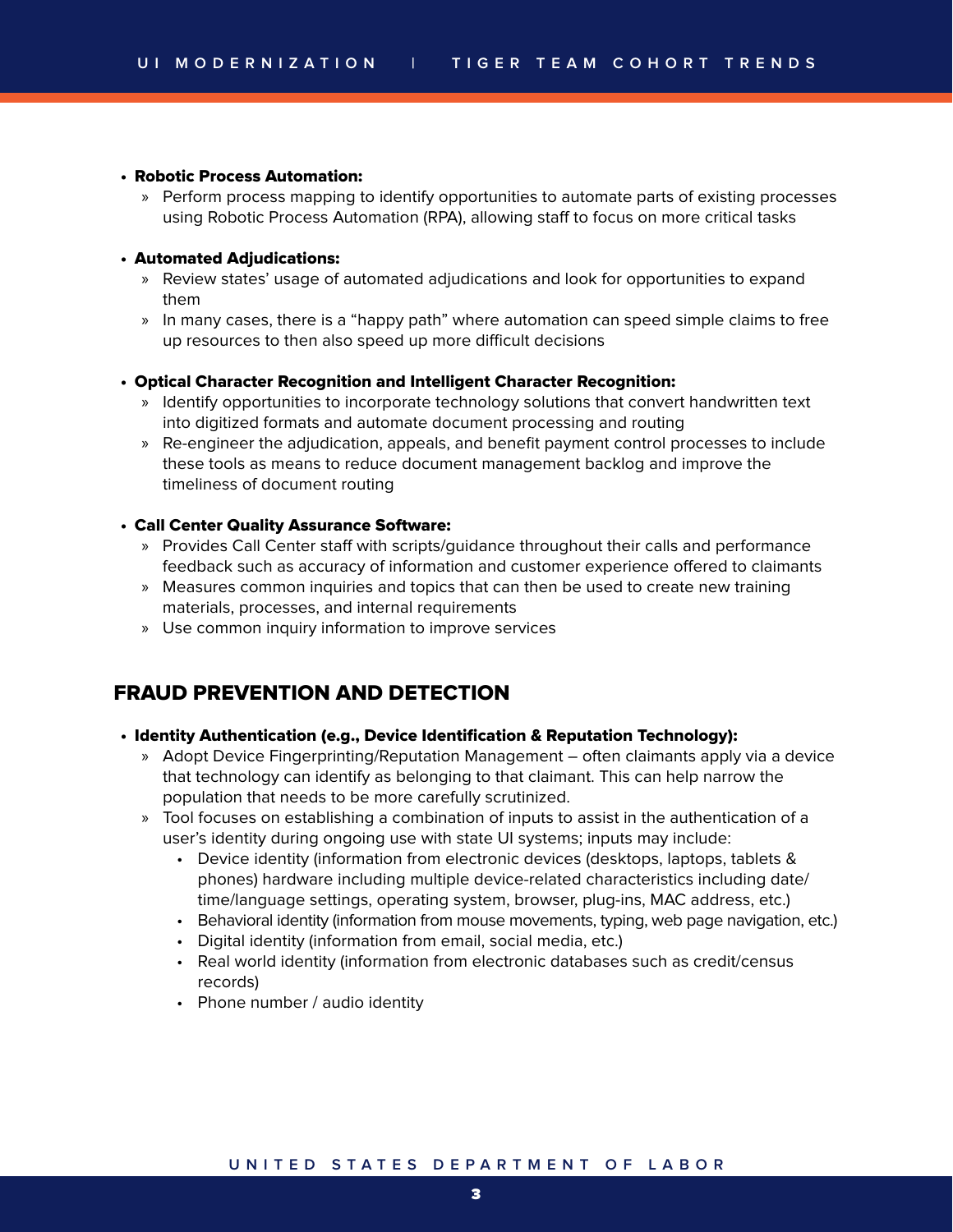- **Robotic Process Automation:**
    - Perform process mapping to identify opportunities to automate parts of existing processes using Robotic Process Automation (RPA), allowing staff to focus on more critical tasks

- **Automated Adjudications:**
    - Review states' usage of automated adjudications and look for opportunities to expand them
    - In many cases, there is a "happy path" where automation can speed simple claims to free up resources to then also speed up more difficult decisions

- **Optical Character Recognition and Intelligent Character Recognition:**
    - Identify opportunities to incorporate technology solutions that convert handwritten text into digitized formats and automate document processing and routing
    - Re-engineer the adjudication, appeals, and benefit payment control processes to include these tools as means to reduce document management backlog and improve the timeliness of document routing

- **Call Center Quality Assurance Software:**
    - Provides Call Center staff with scripts/guidance throughout their calls and performance feedback such as accuracy of information and customer experience offered to claimants
    - Measures common inquiries and topics that can then be used to create new training materials, processes, and internal requirements
    - Use common inquiry information to improve services

## FRAUD PREVENTION AND DETECTION

- **Identity Authentication (e.g., Device Identification & Reputation Technology):**
    - Adopt Device Fingerprinting/Reputation Management – often claimants apply via a device that technology can identify as belonging to that claimant. This can help narrow the population that needs to be more carefully scrutinized.
    - Tool focuses on establishing a combination of inputs to assist in the authentication of a user's identity during ongoing use with state UI systems; inputs may include:
        - Device identity (information from electronic devices (desktops, laptops, tablets & phones) hardware including multiple device-related characteristics including date/time/language settings, operating system, browser, plug-ins, MAC address, etc.)
        - Behavioral identity (information from mouse movements, typing, web page navigation, etc.)
        - Digital identity (information from email, social media, etc.)
        - Real world identity (information from electronic databases such as credit/census records)
        - Phone number / audio identity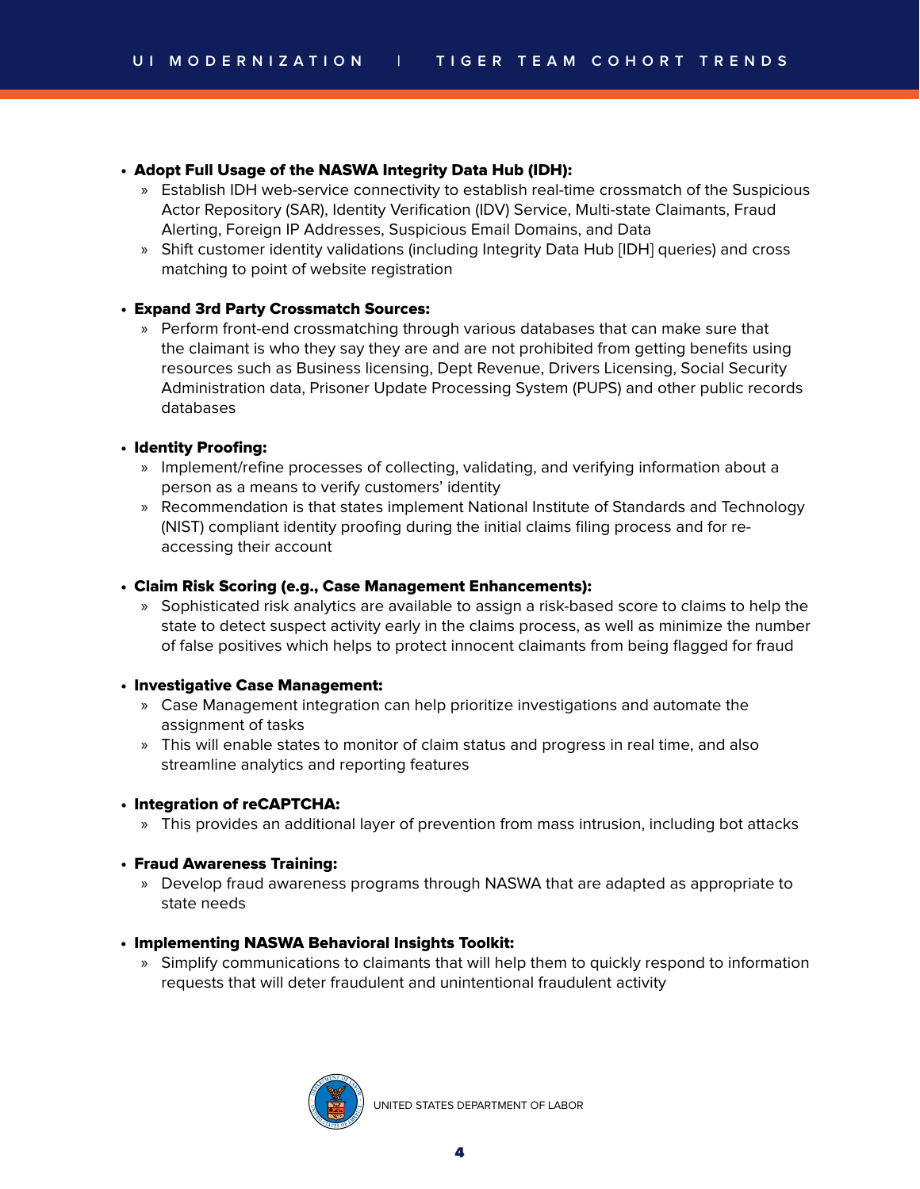- **Adopt Full Usage of the NASWA Integrity Data Hub (IDH):**
  - Establish IDH web-service connectivity to establish real-time crossmatch of the Suspicious Actor Repository (SAR), Identity Verification (IDV) Service, Multi-state Claimants, Fraud Alerting, Foreign IP Addresses, Suspicious Email Domains, and Data
  - Shift customer identity validations (including Integrity Data Hub [IDH] queries) and cross matching to point of website registration
- **Expand 3rd Party Crossmatch Sources:**
  - Perform front-end crossmatching through various databases that can make sure that the claimant is who they say they are and are not prohibited from getting benefits using resources such as Business licensing, Dept Revenue, Drivers Licensing, Social Security Administration data, Prisoner Update Processing System (PUPS) and other public records databases
- **Identity Proofing:**
  - Implement/refine processes of collecting, validating, and verifying information about a person as a means to verify customers' identity
  - Recommendation is that states implement National Institute of Standards and Technology (NIST) compliant identity proofing during the initial claims filing process and for re-accessing their account
- **Claim Risk Scoring (e.g., Case Management Enhancements):**
  - Sophisticated risk analytics are available to assign a risk-based score to claims to help the state to detect suspect activity early in the claims process, as well as minimize the number of false positives which helps to protect innocent claimants from being flagged for fraud
- **Investigative Case Management:**
  - Case Management integration can help prioritize investigations and automate the assignment of tasks
  - This will enable states to monitor of claim status and progress in real time, and also streamline analytics and reporting features
- **Integration of reCAPTCHA:**
  - This provides an additional layer of prevention from mass intrusion, including bot attacks
- **Fraud Awareness Training:**
  - Develop fraud awareness programs through NASWA that are adapted as appropriate to state needs
- **Implementing NASWA Behavioral Insights Toolkit:**
  - Simplify communications to claimants that will help them to quickly respond to information requests that will deter fraudulent and unintentional fraudulent activity